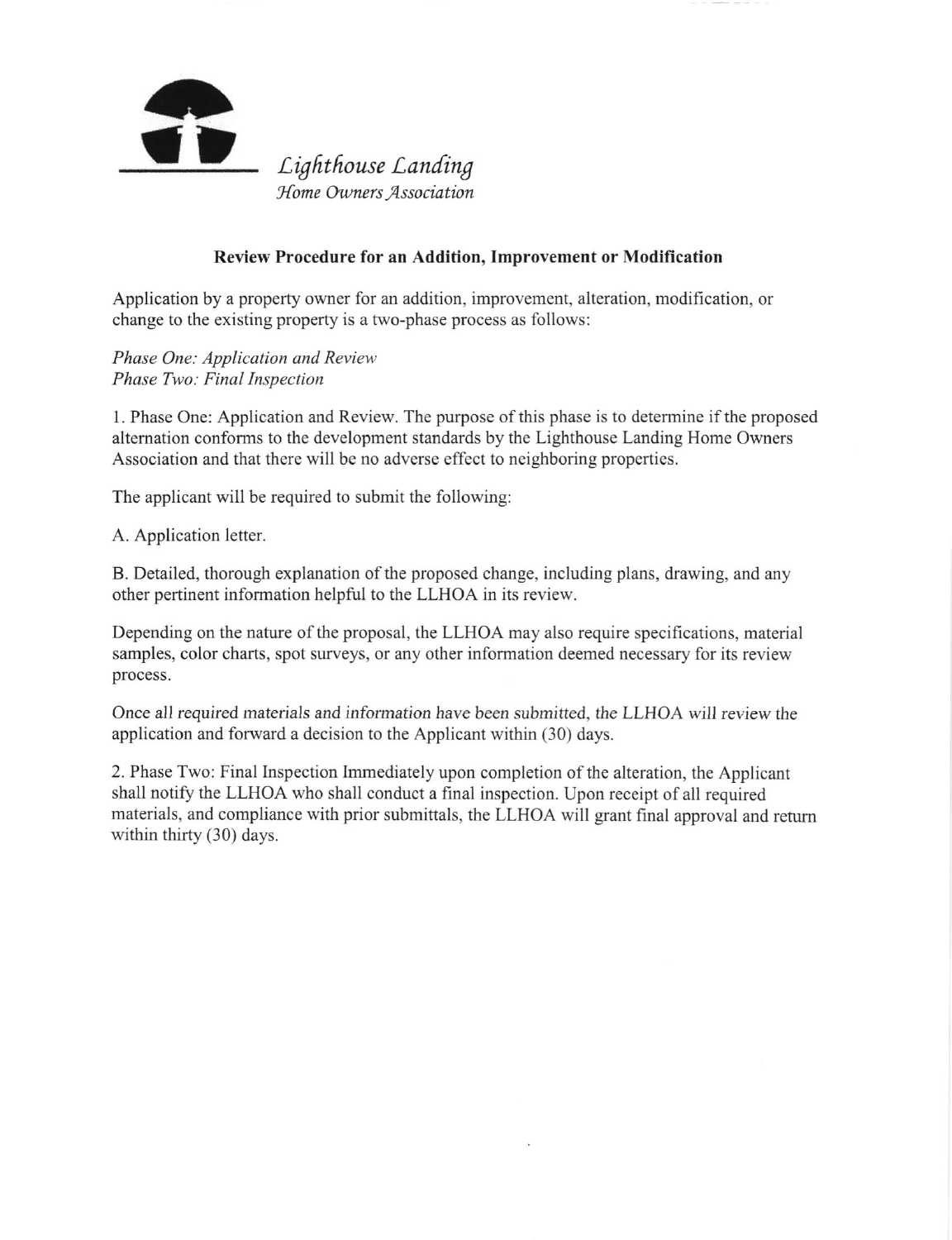*Lighthouse Landing*
*Home Owners Association*

## Review Procedure for an Addition, Improvement or Modification

Application by a property owner for an addition, improvement, alteration, modification, or change to the existing property is a two-phase process as follows:

*Phase One: Application and Review*
*Phase Two: Final Inspection*

1. Phase One: Application and Review. The purpose of this phase is to determine if the proposed alternation conforms to the development standards by the Lighthouse Landing Home Owners Association and that there will be no adverse effect to neighboring properties.

The applicant will be required to submit the following:

A. Application letter.

B. Detailed, thorough explanation of the proposed change, including plans, drawing, and any other pertinent information helpful to the LLHOA in its review.

Depending on the nature of the proposal, the LLHOA may also require specifications, material samples, color charts, spot surveys, or any other information deemed necessary for its review process.

Once all required materials and information have been submitted, the LLHOA will review the application and forward a decision to the Applicant within (30) days.

2. Phase Two: Final Inspection Immediately upon completion of the alteration, the Applicant shall notify the LLHOA who shall conduct a final inspection. Upon receipt of all required materials, and compliance with prior submittals, the LLHOA will grant final approval and return within thirty (30) days.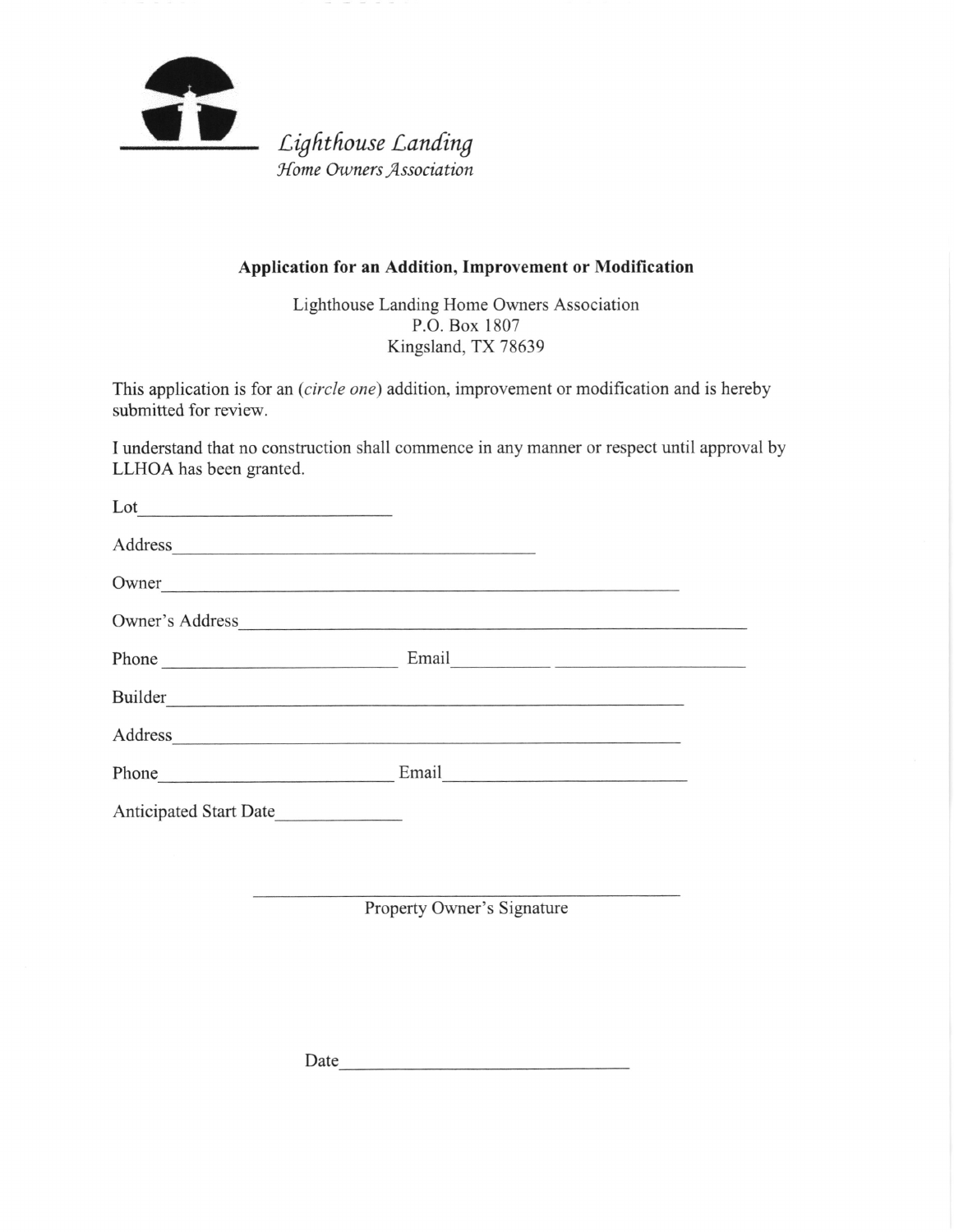*Lighthouse Landing*
*Home Owners Association*

## Application for an Addition, Improvement or Modification

Lighthouse Landing Home Owners Association
P.O. Box 1807
Kingsland, TX 78639

This application is for an (*circle one*) addition, improvement or modification and is hereby submitted for review.

I understand that no construction shall commence in any manner or respect until approval by LLHOA has been granted.

Lot_______________________

Address_________________________________

Owner_______________________________________________

Owner's Address_______________________________________________

Phone _____________________ Email_______________________________

Builder_______________________________________________

Address_______________________________________________

Phone_____________________ Email_______________________

Anticipated Start Date____________

_______________________________________
Property Owner's Signature

Date__________________________